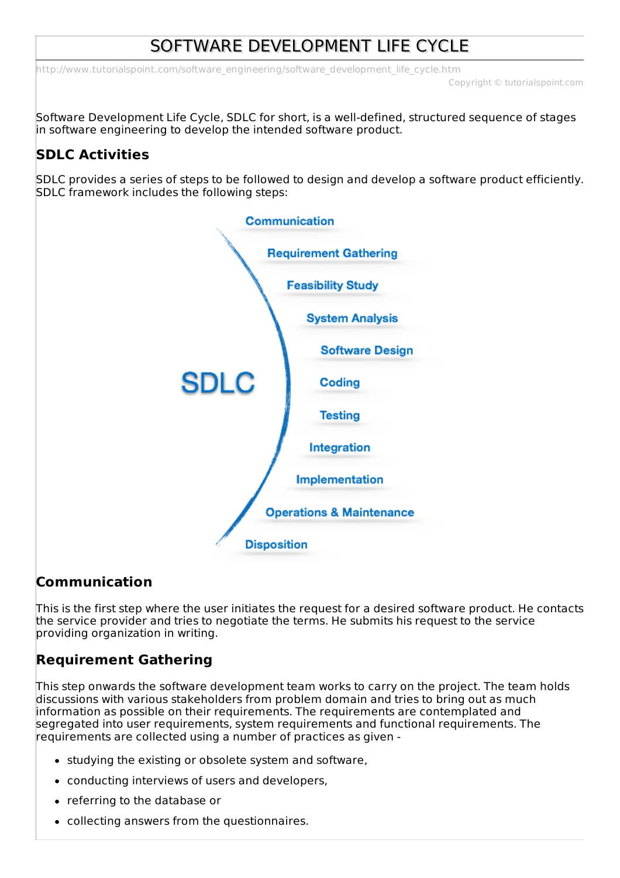# SOFTWARE DEVELOPMENT LIFE CYCLE

http://www.tutorialspoint.com/software_engineering/software_development_life_cycle.htm

Copyright © tutorialspoint.com

Software Development Life Cycle, SDLC for short, is a well-defined, structured sequence of stages in software engineering to develop the intended software product.

## SDLC Activities

SDLC provides a series of steps to be followed to design and develop a software product efficiently. SDLC framework includes the following steps:

SDLC

- Communication
- Requirement Gathering
- Feasibility Study
- System Analysis
- Software Design
- Coding
- Testing
- Integration
- Implementation
- Operations & Maintenance
- Disposition

## Communication

This is the first step where the user initiates the request for a desired software product. He contacts the service provider and tries to negotiate the terms. He submits his request to the service providing organization in writing.

## Requirement Gathering

This step onwards the software development team works to carry on the project. The team holds discussions with various stakeholders from problem domain and tries to bring out as much information as possible on their requirements. The requirements are contemplated and segregated into user requirements, system requirements and functional requirements. The requirements are collected using a number of practices as given -

- studying the existing or obsolete system and software,
- conducting interviews of users and developers,
- referring to the database or
- collecting answers from the questionnaires.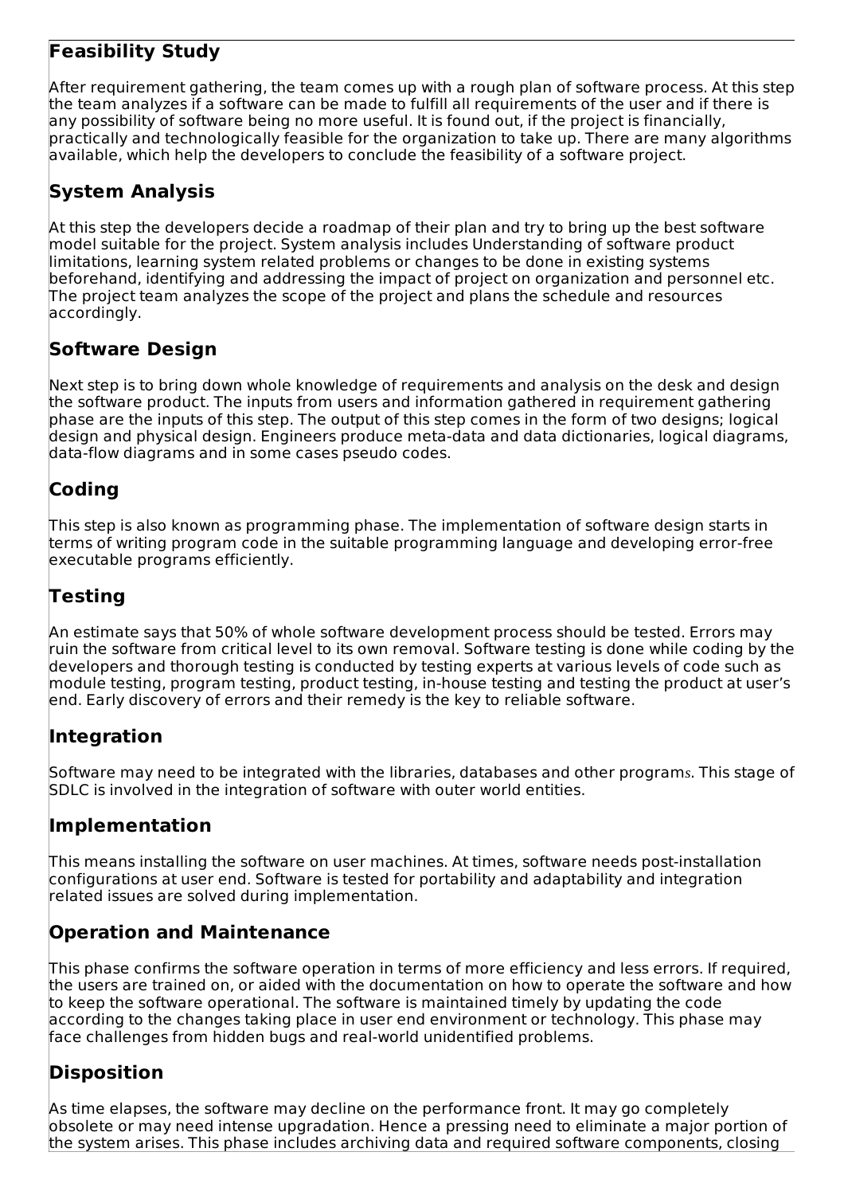## Feasibility Study

After requirement gathering, the team comes up with a rough plan of software process. At this step the team analyzes if a software can be made to fulfill all requirements of the user and if there is any possibility of software being no more useful. It is found out, if the project is financially, practically and technologically feasible for the organization to take up. There are many algorithms available, which help the developers to conclude the feasibility of a software project.

## System Analysis

At this step the developers decide a roadmap of their plan and try to bring up the best software model suitable for the project. System analysis includes Understanding of software product limitations, learning system related problems or changes to be done in existing systems beforehand, identifying and addressing the impact of project on organization and personnel etc. The project team analyzes the scope of the project and plans the schedule and resources accordingly.

## Software Design

Next step is to bring down whole knowledge of requirements and analysis on the desk and design the software product. The inputs from users and information gathered in requirement gathering phase are the inputs of this step. The output of this step comes in the form of two designs; logical design and physical design. Engineers produce meta-data and data dictionaries, logical diagrams, data-flow diagrams and in some cases pseudo codes.

## Coding

This step is also known as programming phase. The implementation of software design starts in terms of writing program code in the suitable programming language and developing error-free executable programs efficiently.

## Testing

An estimate says that 50% of whole software development process should be tested. Errors may ruin the software from critical level to its own removal. Software testing is done while coding by the developers and thorough testing is conducted by testing experts at various levels of code such as module testing, program testing, product testing, in-house testing and testing the product at user's end. Early discovery of errors and their remedy is the key to reliable software.

## Integration

Software may need to be integrated with the libraries, databases and other programs. This stage of SDLC is involved in the integration of software with outer world entities.

## Implementation

This means installing the software on user machines. At times, software needs post-installation configurations at user end. Software is tested for portability and adaptability and integration related issues are solved during implementation.

## Operation and Maintenance

This phase confirms the software operation in terms of more efficiency and less errors. If required, the users are trained on, or aided with the documentation on how to operate the software and how to keep the software operational. The software is maintained timely by updating the code according to the changes taking place in user end environment or technology. This phase may face challenges from hidden bugs and real-world unidentified problems.

## Disposition

As time elapses, the software may decline on the performance front. It may go completely obsolete or may need intense upgradation. Hence a pressing need to eliminate a major portion of the system arises. This phase includes archiving data and required software components, closing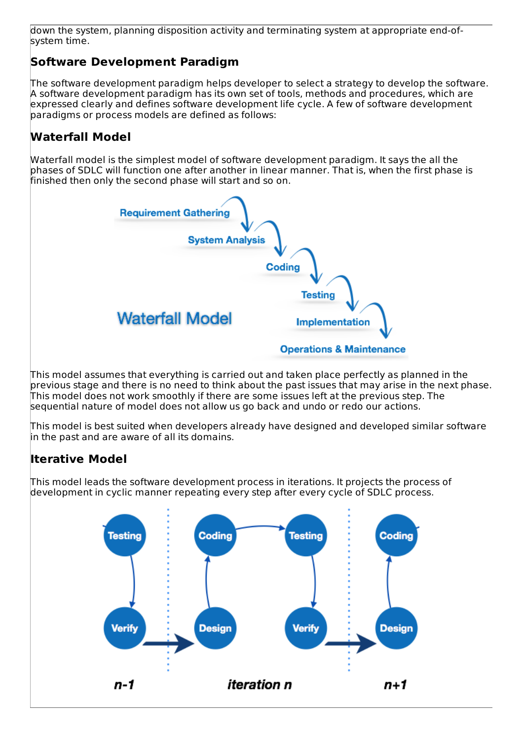down the system, planning disposition activity and terminating system at appropriate end-of-system time.

## Software Development Paradigm

The software development paradigm helps developer to select a strategy to develop the software. A software development paradigm has its own set of tools, methods and procedures, which are expressed clearly and defines software development life cycle. A few of software development paradigms or process models are defined as follows:

## Waterfall Model

Waterfall model is the simplest model of software development paradigm. It says the all the phases of SDLC will function one after another in linear manner. That is, when the first phase is finished then only the second phase will start and so on.

This model assumes that everything is carried out and taken place perfectly as planned in the previous stage and there is no need to think about the past issues that may arise in the next phase. This model does not work smoothly if there are some issues left at the previous step. The sequential nature of model does not allow us go back and undo or redo our actions.

This model is best suited when developers already have designed and developed similar software in the past and are aware of all its domains.

## Iterative Model

This model leads the software development process in iterations. It projects the process of development in cyclic manner repeating every step after every cycle of SDLC process.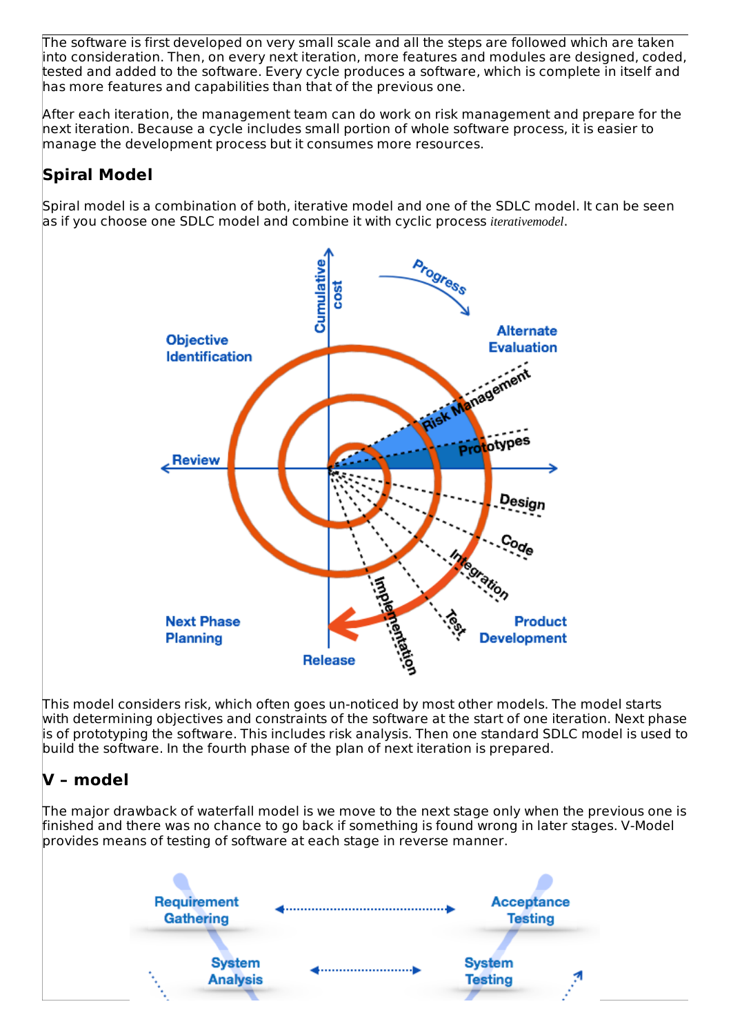The software is first developed on very small scale and all the steps are followed which are taken into consideration. Then, on every next iteration, more features and modules are designed, coded, tested and added to the software. Every cycle produces a software, which is complete in itself and has more features and capabilities than that of the previous one.

After each iteration, the management team can do work on risk management and prepare for the next iteration. Because a cycle includes small portion of whole software process, it is easier to manage the development process but it consumes more resources.

## Spiral Model

Spiral model is a combination of both, iterative model and one of the SDLC model. It can be seen as if you choose one SDLC model and combine it with cyclic process *iterativemodel*.

This model considers risk, which often goes un-noticed by most other models. The model starts with determining objectives and constraints of the software at the start of one iteration. Next phase is of prototyping the software. This includes risk analysis. Then one standard SDLC model is used to build the software. In the fourth phase of the plan of next iteration is prepared.

## V – model

The major drawback of waterfall model is we move to the next stage only when the previous one is finished and there was no chance to go back if something is found wrong in later stages. V-Model provides means of testing of software at each stage in reverse manner.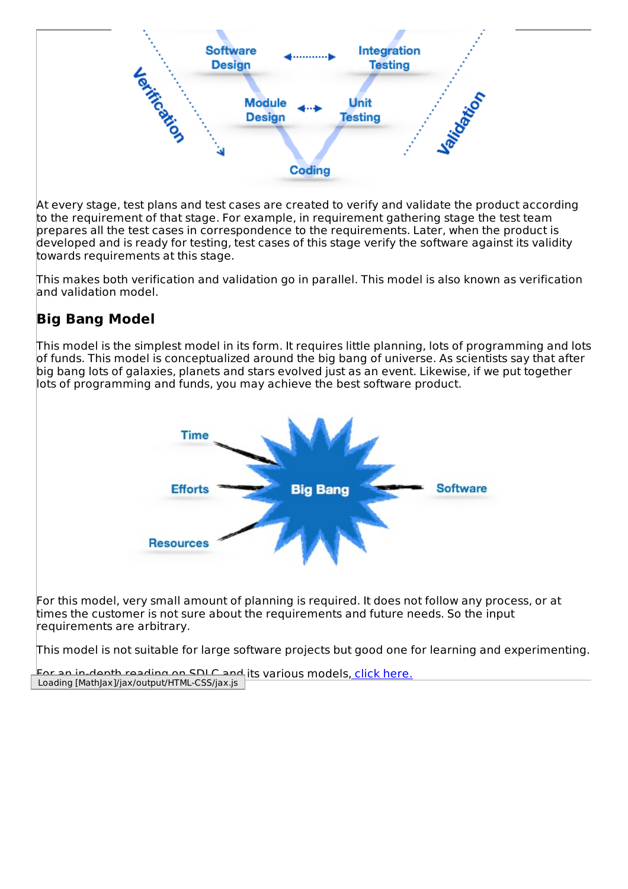Verification

Software Design

Integration Testing

Module Design

Unit Testing

Coding

Validation

At every stage, test plans and test cases are created to verify and validate the product according to the requirement of that stage. For example, in requirement gathering stage the test team prepares all the test cases in correspondence to the requirements. Later, when the product is developed and is ready for testing, test cases of this stage verify the software against its validity towards requirements at this stage.

This makes both verification and validation go in parallel. This model is also known as verification and validation model.

## Big Bang Model

This model is the simplest model in its form. It requires little planning, lots of programming and lots of funds. This model is conceptualized around the big bang of universe. As scientists say that after big bang lots of galaxies, planets and stars evolved just as an event. Likewise, if we put together lots of programming and funds, you may achieve the best software product.

Time

Efforts

Resources

Big Bang

Software

For this model, very small amount of planning is required. It does not follow any process, or at times the customer is not sure about the requirements and future needs. So the input requirements are arbitrary.

This model is not suitable for large software projects but good one for learning and experimenting.

For an in-depth reading on SDLC and its various models, [click here.]()

Loading [MathJax]/jax/output/HTML-CSS/jax.js